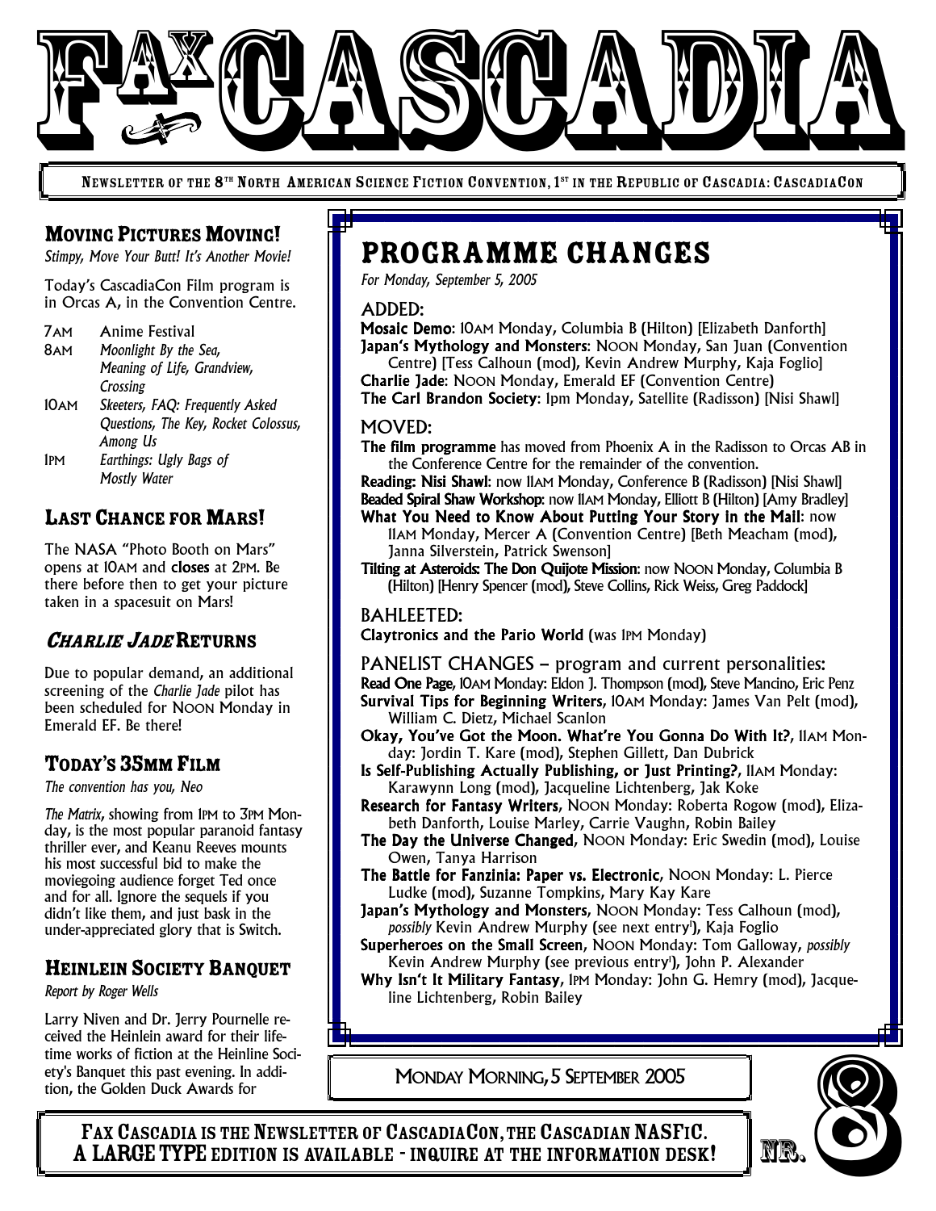# FAX CASCADIA

**Newsletter of the 8th North American Science Fiction Convention, 1st in the Republic of Cascadia: CascadiaCon**

## Moving Pictures Moving!

*Stimpy, Move Your Butt! It's Another Movie!*

Today's CascadiaCon Film program is in Orcas A, in the Convention Centre.

| | |
|---|---|
| 7AM | Anime Festival |
| 8AM | *Moonlight By the Sea, Meaning of Life, Grandview, Crossing* |
| 10AM | *Skeeters, FAQ: Frequently Asked Questions, The Key, Rocket Colossus, Among Us* |
| 1PM | *Earthings: Ugly Bags of Mostly Water* |

## Last Chance for Mars!

The NASA "Photo Booth on Mars" opens at 10AM and closes at 2PM. Be there before then to get your picture taken in a spacesuit on Mars!

## *Charlie Jade* Returns

Due to popular demand, an additional screening of the *Charlie Jade* pilot has been scheduled for NOON Monday in Emerald EF. Be there!

## Today's 35mm Film

*The convention has you, Neo*

*The Matrix*, showing from 1PM to 3PM Monday, is the most popular paranoid fantasy thriller ever, and Keanu Reeves mounts his most successful bid to make the moviegoing audience forget Ted once and for all. Ignore the sequels if you didn't like them, and just bask in the under-appreciated glory that is Switch.

## Heinlein Society Banquet

*Report by Roger Wells*

Larry Niven and Dr. Jerry Pournelle received the Heinlein award for their lifetime works of fiction at the Heinline Society's Banquet this past evening. In addition, the Golden Duck Awards for

## PROGRAMME CHANGES

*For Monday, September 5, 2005*

### ADDED:

**Mosaic Demo**: 10AM Monday, Columbia B (Hilton) [Elizabeth Danforth]
**Japan's Mythology and Monsters**: NOON Monday, San Juan (Convention Centre) [Tess Calhoun (mod), Kevin Andrew Murphy, Kaja Foglio]
**Charlie Jade**: NOON Monday, Emerald EF (Convention Centre)
**The Carl Brandon Society**: 1pm Monday, Satellite (Radisson) [Nisi Shawl]

### MOVED:

**The film programme** has moved from Phoenix A in the Radisson to Orcas AB in the Conference Centre for the remainder of the convention.
**Reading: Nisi Shawl**: now 11AM Monday, Conference B (Radisson) [Nisi Shawl]
**Beaded Spiral Shaw Workshop**: now 11AM Monday, Elliott B (Hilton) [Amy Bradley]
**What You Need to Know About Putting Your Story in the Mail**: now 11AM Monday, Mercer A (Convention Centre) [Beth Meacham (mod), Janna Silverstein, Patrick Swenson]
**Tilting at Asteroids: The Don Quijote Mission**: now NOON Monday, Columbia B (Hilton) [Henry Spencer (mod), Steve Collins, Rick Weiss, Greg Paddock]

### BAHLEETED:

**Claytronics and the Pario World** (was 1PM Monday)

### PANELIST CHANGES – program and current personalities:

**Read One Page**, 10AM Monday: Eldon J. Thompson (mod), Steve Mancino, Eric Penz
**Survival Tips for Beginning Writers**, 10AM Monday: James Van Pelt (mod), William C. Dietz, Michael Scanlon
**Okay, You've Got the Moon. What're You Gonna Do With It?**, 11AM Monday: Jordin T. Kare (mod), Stephen Gillett, Dan Dubrick
**Is Self-Publishing Actually Publishing, or Just Printing?**, 11AM Monday: Karawynn Long (mod), Jacqueline Lichtenberg, Jak Koke
**Research for Fantasy Writers**, NOON Monday: Roberta Rogow (mod), Elizabeth Danforth, Louise Marley, Carrie Vaughn, Robin Bailey
**The Day the Universe Changed**, NOON Monday: Eric Swedin (mod), Louise Owen, Tanya Harrison
**The Battle for Fanzinia: Paper vs. Electronic**, NOON Monday: L. Pierce Ludke (mod), Suzanne Tompkins, Mary Kay Kare
**Japan's Mythology and Monsters**, NOON Monday: Tess Calhoun (mod), *possibly* Kevin Andrew Murphy (see next entry!), Kaja Foglio
**Superheroes on the Small Screen**, NOON Monday: Tom Galloway, *possibly* Kevin Andrew Murphy (see previous entry!), John P. Alexander
**Why Isn't It Military Fantasy**, 1PM Monday: John G. Hemry (mod), Jacqueline Lichtenberg, Robin Bailey

Monday Morning, 5 September 2005

**Fax Cascadia is the Newsletter of CascadiaCon, the Cascadian NASFiC. A LARGE TYPE edition is available - inquire at the information desk!**

Nr. 8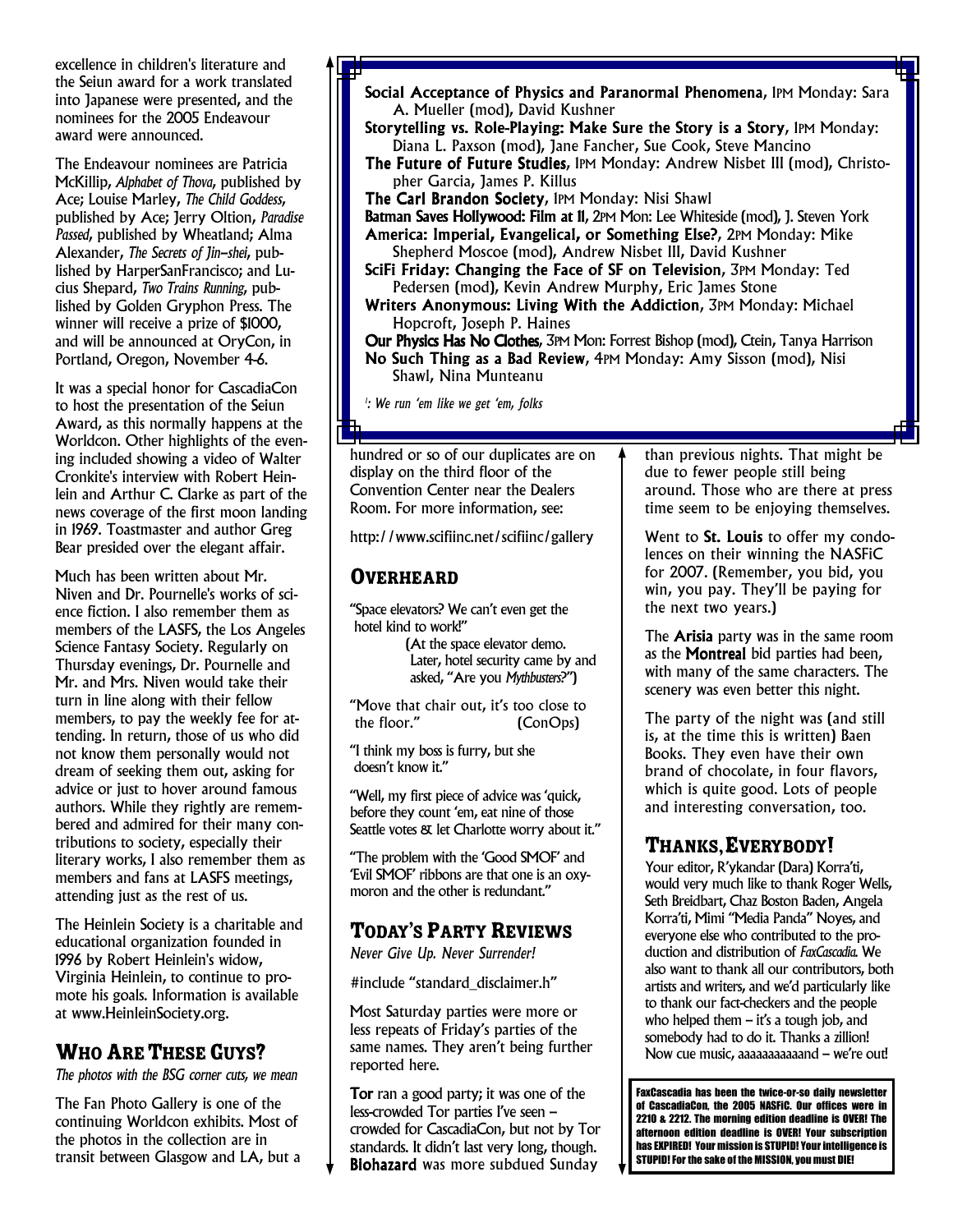excellence in children's literature and the Seiun award for a work translated into Japanese were presented, and the nominees for the 2005 Endeavour award were announced.

The Endeavour nominees are Patricia McKillip, *Alphabet of Thova*, published by Ace; Louise Marley, *The Child Goddess*, published by Ace; Jerry Oltion, *Paradise Passed*, published by Wheatland; Alma Alexander, *The Secrets of Jin–shei*, published by HarperSanFrancisco; and Lucius Shepard, *Two Trains Running*, published by Golden Gryphon Press. The winner will receive a prize of $1000, and will be announced at OryCon, in Portland, Oregon, November 4-6.

It was a special honor for CascadiaCon to host the presentation of the Seiun Award, as this normally happens at the Worldcon. Other highlights of the evening included showing a video of Walter Cronkite's interview with Robert Heinlein and Arthur C. Clarke as part of the news coverage of the first moon landing in 1969. Toastmaster and author Greg Bear presided over the elegant affair.

Much has been written about Mr. Niven and Dr. Pournelle's works of science fiction. I also remember them as members of the LASFS, the Los Angeles Science Fantasy Society. Regularly on Thursday evenings, Dr. Pournelle and Mr. and Mrs. Niven would take their turn in line along with their fellow members, to pay the weekly fee for attending. In return, those of us who did not know them personally would not dream of seeking them out, asking for advice or just to hover around famous authors. While they rightly are remembered and admired for their many contributions to society, especially their literary works, I also remember them as members and fans at LASFS meetings, attending just as the rest of us.

The Heinlein Society is a charitable and educational organization founded in 1996 by Robert Heinlein's widow, Virginia Heinlein, to continue to promote his goals. Information is available at www.HeinleinSociety.org.

**Social Acceptance of Physics and Paranormal Phenomena**, 1PM Monday: Sara A. Mueller (mod), David Kushner
**Storytelling vs. Role-Playing: Make Sure the Story is a Story**, 1PM Monday: Diana L. Paxson (mod), Jane Fancher, Sue Cook, Steve Mancino
**The Future of Future Studies**, 1PM Monday: Andrew Nisbet III (mod), Christopher Garcia, James P. Killus
**The Carl Brandon Society**, 1PM Monday: Nisi Shawl
**Batman Saves Hollywood: Film at 11**, 2PM Mon: Lee Whiteside (mod), J. Steven York
**America: Imperial, Evangelical, or Something Else?**, 2PM Monday: Mike Shepherd Moscoe (mod), Andrew Nisbet III, David Kushner
**SciFi Friday: Changing the Face of SF on Television**, 3PM Monday: Ted Pedersen (mod), Kevin Andrew Murphy, Eric James Stone
**Writers Anonymous: Living With the Addiction**, 3PM Monday: Michael Hopcroft, Joseph P. Haines
**Our Physics Has No Clothes**, 3PM Mon: Forrest Bishop (mod), Ctein, Tanya Harrison
**No Such Thing as a Bad Review**, 4PM Monday: Amy Sisson (mod), Nisi Shawl, Nina Munteanu

*[1]: We run 'em like we get 'em, folks*

## Who Are These Guys?

*The photos with the BSG corner cuts, we mean*

The Fan Photo Gallery is one of the continuing Worldcon exhibits. Most of the photos in the collection are in transit between Glasgow and LA, but a hundred or so of our duplicates are on display on the third floor of the Convention Center near the Dealers Room. For more information, see:

http://www.scifiinc.net/scifiinc/gallery

## Overheard

"Space elevators? We can't even get the hotel kind to work!"
(At the space elevator demo. Later, hotel security came by and asked, "Are you *Mythbusters?*")

"Move that chair out, it's too close to the floor." (ConOps)

"I think my boss is furry, but she doesn't know it."

"Well, my first piece of advice was 'quick, before they count 'em, eat nine of those Seattle votes & let Charlotte worry about it."

"The problem with the 'Good SMOF' and 'Evil SMOF' ribbons are that one is an oxymoron and the other is redundant."

## Today's Party Reviews

*Never Give Up. Never Surrender!*

#include "standard_disclaimer.h"

Most Saturday parties were more or less repeats of Friday's parties of the same names. They aren't being further reported here.

**Tor** ran a good party; it was one of the less-crowded Tor parties I've seen – crowded for CascadiaCon, but not by Tor standards. It didn't last very long, though. **Biohazard** was more subdued Sunday than previous nights. That might be due to fewer people still being around. Those who are there at press time seem to be enjoying themselves.

Went to **St. Louis** to offer my condolences on their winning the NASFiC for 2007. (Remember, you bid, you win, you pay. They'll be paying for the next two years.)

The **Arisia** party was in the same room as the **Montreal** bid parties had been, with many of the same characters. The scenery was even better this night.

The party of the night was (and still is, at the time this is written) Baen Books. They even have their own brand of chocolate, in four flavors, which is quite good. Lots of people and interesting conversation, too.

## Thanks, Everybody!

Your editor, R'ykandar (Dara) Korra'ti, would very much like to thank Roger Wells, Seth Breidbart, Chaz Boston Baden, Angela Korra'ti, Mimi "Media Panda" Noyes, and everyone else who contributed to the production and distribution of *FaxCascadia*. We also want to thank all our contributors, both artists and writers, and we'd particularly like to thank our fact-checkers and the people who helped them – it's a tough job, and somebody had to do it. Thanks a zillion! Now cue music, aaaaaaaaaaand – we're out!

**FaxCascadia has been the twice-or-so daily newsletter of CascadiaCon, the 2005 NASFiC. Our offices were in 2210 & 2212. The morning edition deadline is OVER! The afternoon edition deadline is OVER! Your subscription has EXPIRED! Your mission is STUPID! Your intelligence is STUPID! For the sake of the MISSION, you must DIE!**